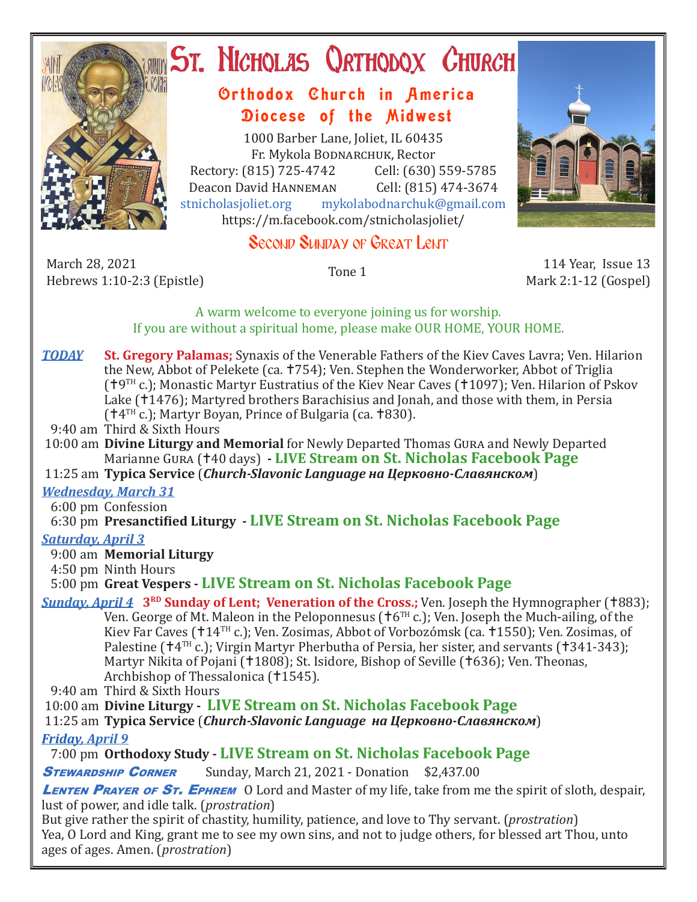# St. Nicholas Orthodox Church

## Orthodox Church in America
## Diocese of the Midwest

1000 Barber Lane, Joliet, IL 60435
Fr. Mykola Bodnarchuk, Rector
Rectory: (815) 725-4742 Cell: (630) 559-5785
Deacon David Hanneman Cell: (815) 474-3674
stnicholasjoliet.org mykolabodnarchuk@gmail.com
https://m.facebook.com/stnicholasjoliet/

## Second Sunday of Great Lent

March 28, 2021
Hebrews 1:10-2:3 (Epistle)

Tone 1

114 Year, Issue 13
Mark 2:1-12 (Gospel)

A warm welcome to everyone joining us for worship.
If you are without a spiritual home, please make OUR HOME, YOUR HOME.

***TODAY*** **St. Gregory Palamas;** Synaxis of the Venerable Fathers of the Kiev Caves Lavra; Ven. Hilarion the New, Abbot of Pelekete (ca. †754); Ven. Stephen the Wonderworker, Abbot of Triglia (†9TH c.); Monastic Martyr Eustratius of the Kiev Near Caves (†1097); Ven. Hilarion of Pskov Lake (†1476); Martyred brothers Barachisius and Jonah, and those with them, in Persia (†4TH c.); Martyr Boyan, Prince of Bulgaria (ca. †830).

- 9:40 am Third & Sixth Hours
- 10:00 am **Divine Liturgy and Memorial** for Newly Departed Thomas Gura and Newly Departed Marianne Gura (†40 days) **- LIVE Stream on St. Nicholas Facebook Page**
- 11:25 am **Typica Service** (***Church-Slavonic Language на Церковно-Славянском***)

***Wednesday, March 31***

- 6:00 pm Confession
- 6:30 pm **Presanctified Liturgy - LIVE Stream on St. Nicholas Facebook Page**

***Saturday, April 3***

- 9:00 am **Memorial Liturgy**
- 4:50 pm Ninth Hours
- 5:00 pm **Great Vespers - LIVE Stream on St. Nicholas Facebook Page**

***Sunday, April 4*** **3RD Sunday of Lent; Veneration of the Cross.;** Ven. Joseph the Hymnographer (†883); Ven. George of Mt. Maleon in the Peloponnesus (†6TH c.); Ven. Joseph the Much-ailing, of the Kiev Far Caves (†14TH c.); Ven. Zosimas, Abbot of Vorbozómsk (ca. †1550); Ven. Zosimas, of Palestine (†4TH c.); Virgin Martyr Pherbutha of Persia, her sister, and servants (†341-343); Martyr Nikita of Pojani (†1808); St. Isidore, Bishop of Seville (†636); Ven. Theonas, Archbishop of Thessalonica (†1545).

- 9:40 am Third & Sixth Hours
- 10:00 am **Divine Liturgy - LIVE Stream on St. Nicholas Facebook Page**
- 11:25 am **Typica Service** (***Church-Slavonic Language на Церковно-Славянском***)

***Friday, April 9***

- 7:00 pm **Orthodoxy Study - LIVE Stream on St. Nicholas Facebook Page**

***Stewardship Corner*** Sunday, March 21, 2021 - Donation $2,437.00

***Lenten Prayer of St. Ephrem*** O Lord and Master of my life, take from me the spirit of sloth, despair, lust of power, and idle talk. (*prostration*)
But give rather the spirit of chastity, humility, patience, and love to Thy servant. (*prostration*)
Yea, O Lord and King, grant me to see my own sins, and not to judge others, for blessed art Thou, unto ages of ages. Amen. (*prostration*)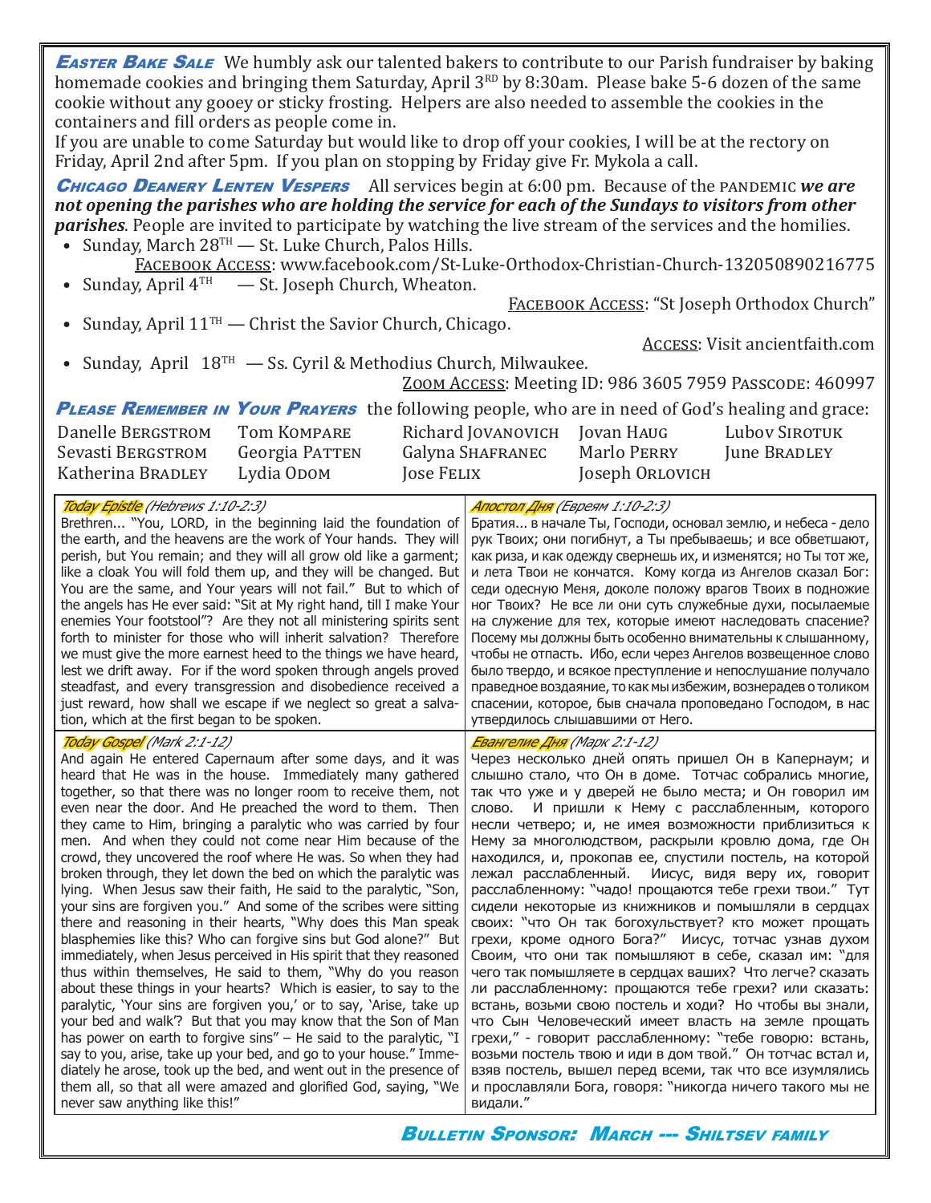**Easter Bake Sale** We humbly ask our talented bakers to contribute to our Parish fundraiser by baking homemade cookies and bringing them Saturday, April 3RD by 8:30am. Please bake 5-6 dozen of the same cookie without any gooey or sticky frosting. Helpers are also needed to assemble the cookies in the containers and fill orders as people come in.

If you are unable to come Saturday but would like to drop off your cookies, I will be at the rectory on Friday, April 2nd after 5pm. If you plan on stopping by Friday give Fr. Mykola a call.

**Chicago Deanery Lenten Vespers** All services begin at 6:00 pm. Because of the PANDEMIC ***we are not opening the parishes who are holding the service for each of the Sundays to visitors from other parishes***. People are invited to participate by watching the live stream of the services and the homilies.

- Sunday, March 28TH — St. Luke Church, Palos Hills.
  Facebook Access: www.facebook.com/St-Luke-Orthodox-Christian-Church-132050890216775
- Sunday, April 4TH — St. Joseph Church, Wheaton.
  Facebook Access: "St Joseph Orthodox Church"
- Sunday, April 11TH — Christ the Savior Church, Chicago.
  Access: Visit ancientfaith.com
- Sunday, April 18TH — Ss. Cyril & Methodius Church, Milwaukee.
  Zoom Access: Meeting ID: 986 3605 7959 Passcode: 460997

**Please Remember in Your Prayers** the following people, who are in need of God's healing and grace:

| | | | | |
|---|---|---|---|---|
| Danelle Bergstrom | Tom Kompare | Richard Jovanovich | Jovan Haug | Lubov Sirotuk |
| Sevasti Bergstrom | Georgia Patten | Galyna Shafranec | Marlo Perry | June Bradley |
| Katherina Bradley | Lydia Odom | Jose Felix | Joseph Orlovich | |

*Today Epistle* (Hebrews 1:10-2:3)

Brethren... "You, LORD, in the beginning laid the foundation of the earth, and the heavens are the work of Your hands. They will perish, but You remain; and they will all grow old like a garment; like a cloak You will fold them up, and they will be changed. But You are the same, and Your years will not fail." But to which of the angels has He ever said: "Sit at My right hand, till I make Your enemies Your footstool"? Are they not all ministering spirits sent forth to minister for those who will inherit salvation? Therefore we must give the more earnest heed to the things we have heard, lest we drift away. For if the word spoken through angels proved steadfast, and every transgression and disobedience received a just reward, how shall we escape if we neglect so great a salvation, which at the first began to be spoken.

*Апостол Дня* (Евреям 1:10-2:3)

Братия... в начале Ты, Господи, основал землю, и небеса - дело рук Твоих; они погибнут, а Ты пребываешь; и все обветшают, как риза, и как одежду свернешь их, и изменятся; но Ты тот же, и лета Твои не кончатся. Кому когда из Ангелов сказал Бог: седи одесную Меня, доколе положу врагов Твоих в подножие ног Твоих? Не все ли они суть служебные духи, посылаемые на служение для тех, которые имеют наследовать спасение? Посему мы должны быть особенно внимательны к слышанному, чтобы не отпасть. Ибо, если через Ангелов возвещенное слово было твердо, и всякое преступление и непослушание получало праведное воздаяние, то как мы избежим, вознерадев о толиком спасении, которое, быв сначала проповедано Господом, в нас утвердилось слышавшими от Него.

*Today Gospel* (Mark 2:1-12)

And again He entered Capernaum after some days, and it was heard that He was in the house. Immediately many gathered together, so that there was no longer room to receive them, not even near the door. And He preached the word to them. Then they came to Him, bringing a paralytic who was carried by four men. And when they could not come near Him because of the crowd, they uncovered the roof where He was. So when they had broken through, they let down the bed on which the paralytic was lying. When Jesus saw their faith, He said to the paralytic, "Son, your sins are forgiven you." And some of the scribes were sitting there and reasoning in their hearts, "Why does this Man speak blasphemies like this? Who can forgive sins but God alone?" But immediately, when Jesus perceived in His spirit that they reasoned thus within themselves, He said to them, "Why do you reason about these things in your hearts? Which is easier, to say to the paralytic, 'Your sins are forgiven you,' or to say, 'Arise, take up your bed and walk'? But that you may know that the Son of Man has power on earth to forgive sins" – He said to the paralytic, "I say to you, arise, take up your bed, and go to your house." Immediately he arose, took up the bed, and went out in the presence of them all, so that all were amazed and glorified God, saying, "We never saw anything like this!"

*Евангелие Дня* (Марк 2:1-12)

Через несколько дней опять пришел Он в Капернаум; и слышно стало, что Он в доме. Тотчас собрались многие, так что уже и у дверей не было места; и Он говорил им слово. И пришли к Нему с расслабленным, которого несли четверо; и, не имея возможности приблизиться к Нему за многолюдством, раскрыли кровлю дома, где Он находился, и, прокопав ее, спустили постель, на которой лежал расслабленный. Иисус, видя веру их, говорит расслабленному: "чадо! прощаются тебе грехи твои." Тут сидели некоторые из книжников и помышляли в сердцах своих: "что Он так богохульствует? кто может прощать грехи, кроме одного Бога?" Иисус, тотчас узнав духом Своим, что они так помышляют в себе, сказал им: "для чего так помышляете в сердцах ваших? Что легче? сказать ли расслабленному: прощаются тебе грехи? или сказать: встань, возьми свою постель и ходи? Но чтобы вы знали, что Сын Человеческий имеет власть на земле прощать грехи," - говорит расслабленному: "тебе говорю: встань, возьми постель твою и иди в дом твой." Он тотчас встал и, взяв постель, вышел перед всеми, так что все изумлялись и прославляли Бога, говоря: "никогда ничего такого мы не видали."

**Bulletin Sponsor: March --- Shiltsev family**